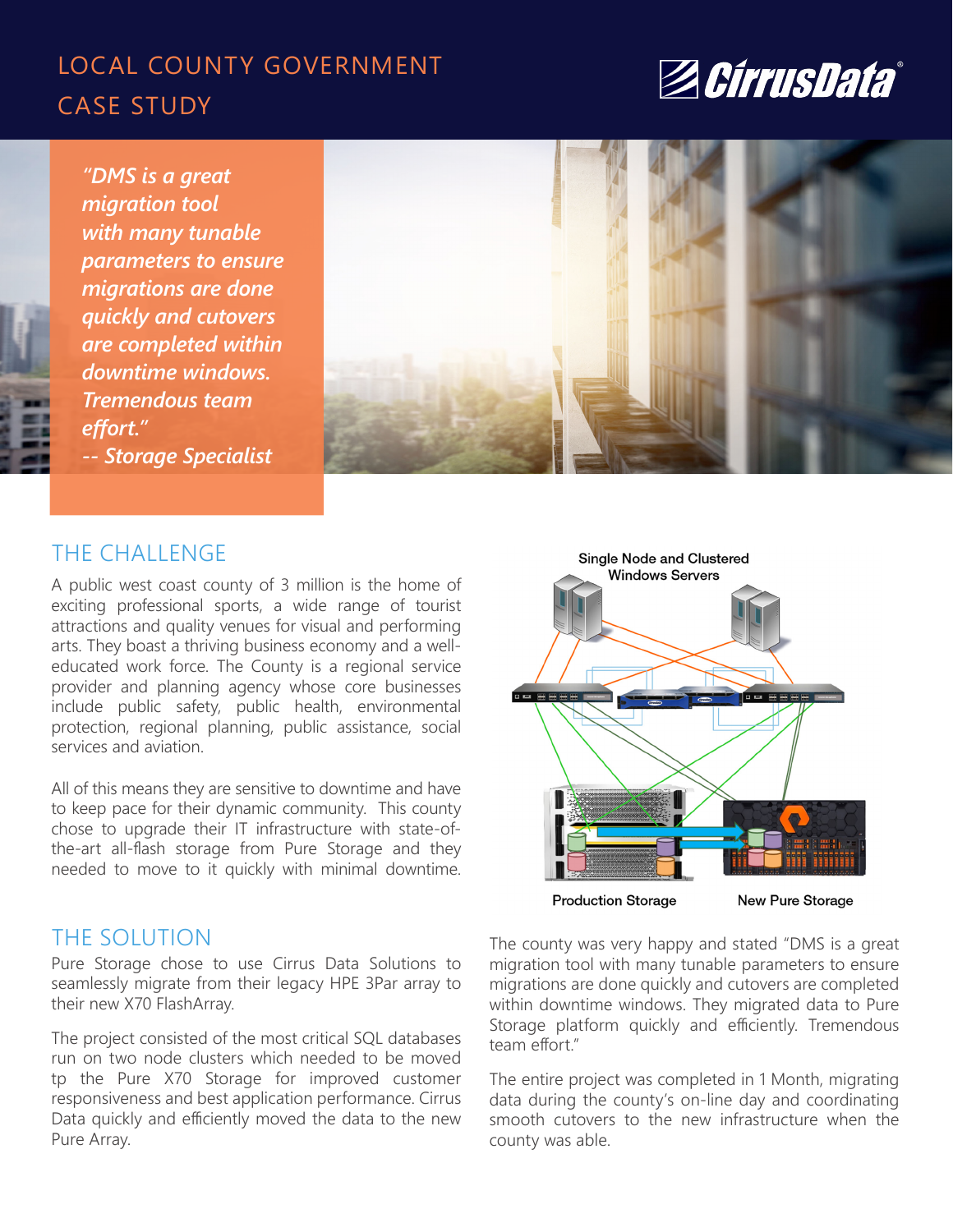# LOCAL COUNTY GOVERNMENT CASE STUDY

CirrusData

*"DMS is a great migration tool with many tunable parameters to ensure migrations are done quickly and cutovers are completed within downtime windows. Tremendous team effort."*
*-- Storage Specialist*

## THE CHALLENGE

A public west coast county of 3 million is the home of exciting professional sports, a wide range of tourist attractions and quality venues for visual and performing arts. They boast a thriving business economy and a well-educated work force. The County is a regional service provider and planning agency whose core businesses include public safety, public health, environmental protection, regional planning, public assistance, social services and aviation.

All of this means they are sensitive to downtime and have to keep pace for their dynamic community. This county chose to upgrade their IT infrastructure with state-of-the-art all-flash storage from Pure Storage and they needed to move to it quickly with minimal downtime.

## THE SOLUTION

Pure Storage chose to use Cirrus Data Solutions to seamlessly migrate from their legacy HPE 3Par array to their new X70 FlashArray.

The project consisted of the most critical SQL databases run on two node clusters which needed to be moved tp the Pure X70 Storage for improved customer responsiveness and best application performance. Cirrus Data quickly and efficiently moved the data to the new Pure Array.

Single Node and Clustered Windows Servers

Production Storage    New Pure Storage

The county was very happy and stated "DMS is a great migration tool with many tunable parameters to ensure migrations are done quickly and cutovers are completed within downtime windows. They migrated data to Pure Storage platform quickly and efficiently. Tremendous team effort."

The entire project was completed in 1 Month, migrating data during the county's on-line day and coordinating smooth cutovers to the new infrastructure when the county was able.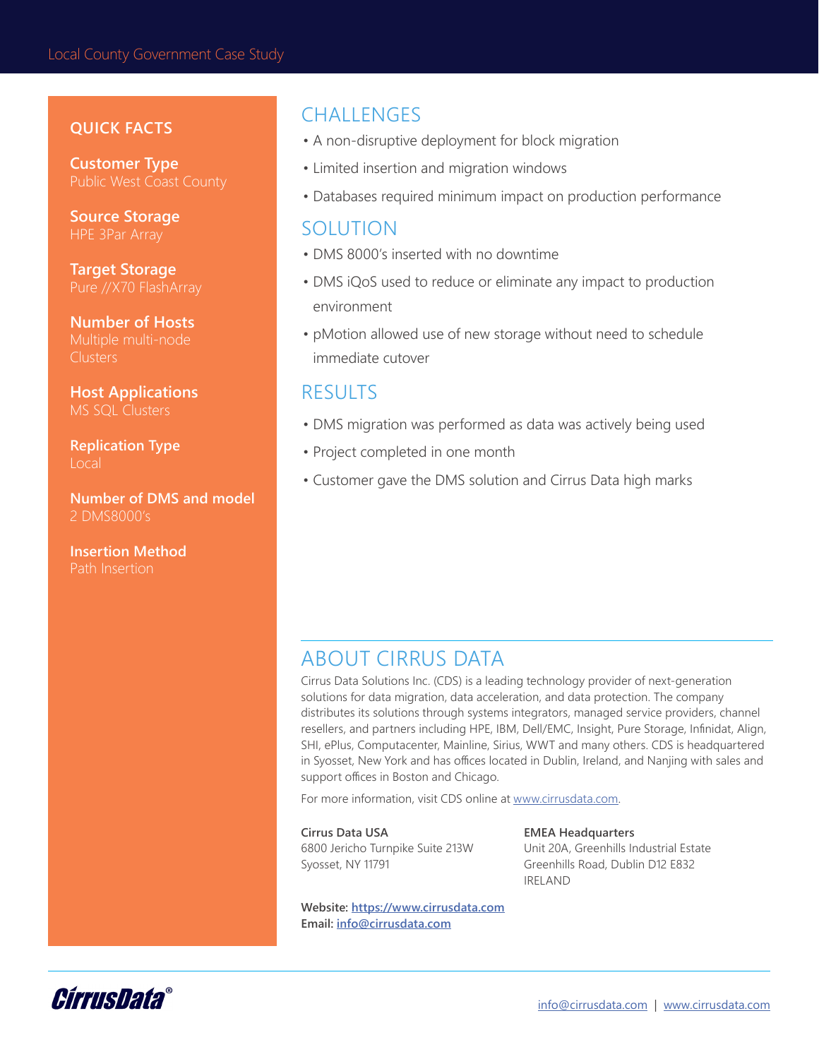## QUICK FACTS

**Customer Type**
Public West Coast County

**Source Storage**
HPE 3Par Array

**Target Storage**
Pure //X70 FlashArray

**Number of Hosts**
Multiple multi-node Clusters

**Host Applications**
MS SQL Clusters

**Replication Type**
Local

**Number of DMS and model**
2 DMS8000's

**Insertion Method**
Path Insertion

## CHALLENGES

- A non-disruptive deployment for block migration
- Limited insertion and migration windows
- Databases required minimum impact on production performance

## SOLUTION

- DMS 8000's inserted with no downtime
- DMS iQoS used to reduce or eliminate any impact to production environment
- pMotion allowed use of new storage without need to schedule immediate cutover

## RESULTS

- DMS migration was performed as data was actively being used
- Project completed in one month
- Customer gave the DMS solution and Cirrus Data high marks

## ABOUT CIRRUS DATA

Cirrus Data Solutions Inc. (CDS) is a leading technology provider of next-generation solutions for data migration, data acceleration, and data protection. The company distributes its solutions through systems integrators, managed service providers, channel resellers, and partners including HPE, IBM, Dell/EMC, Insight, Pure Storage, Infinidat, Align, SHI, ePlus, Computacenter, Mainline, Sirius, WWT and many others. CDS is headquartered in Syosset, New York and has offices located in Dublin, Ireland, and Nanjing with sales and support offices in Boston and Chicago.

For more information, visit CDS online at www.cirrusdata.com.

**Cirrus Data USA**
6800 Jericho Turnpike Suite 213W
Syosset, NY 11791

**EMEA Headquarters**
Unit 20A, Greenhills Industrial Estate
Greenhills Road, Dublin D12 E832
IRELAND

**Website:** https://www.cirrusdata.com
**Email:** info@cirrusdata.com